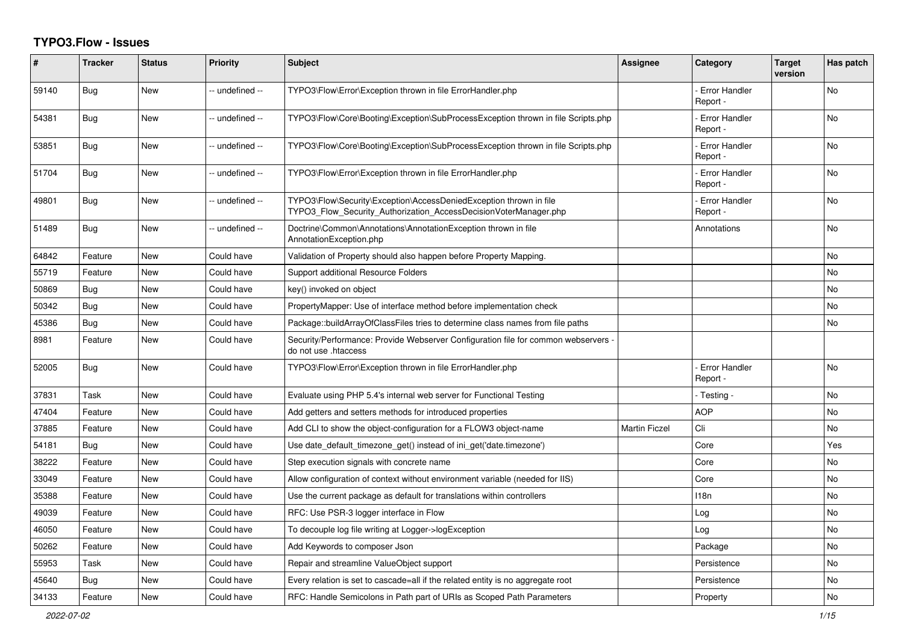# TYPO3.Flow - Issues

| # | Tracker | Status | Priority | Subject | Assignee | Category | Target version | Has patch |
|---|---|---|---|---|---|---|---|---|
| 59140 | Bug | New | -- undefined -- | TYPO3\Flow\Error\Exception thrown in file ErrorHandler.php | | - Error Handler Report - | | No |
| 54381 | Bug | New | -- undefined -- | TYPO3\Flow\Core\Booting\Exception\SubProcessException thrown in file Scripts.php | | - Error Handler Report - | | No |
| 53851 | Bug | New | -- undefined -- | TYPO3\Flow\Core\Booting\Exception\SubProcessException thrown in file Scripts.php | | - Error Handler Report - | | No |
| 51704 | Bug | New | -- undefined -- | TYPO3\Flow\Error\Exception thrown in file ErrorHandler.php | | - Error Handler Report - | | No |
| 49801 | Bug | New | -- undefined -- | TYPO3\Flow\Security\Exception\AccessDeniedException thrown in file TYPO3_Flow_Security_Authorization_AccessDecisionVoterManager.php | | - Error Handler Report - | | No |
| 51489 | Bug | New | -- undefined -- | Doctrine\Common\Annotations\AnnotationException thrown in file AnnotationException.php | | Annotations | | No |
| 64842 | Feature | New | Could have | Validation of Property should also happen before Property Mapping. | | | | No |
| 55719 | Feature | New | Could have | Support additional Resource Folders | | | | No |
| 50869 | Bug | New | Could have | key() invoked on object | | | | No |
| 50342 | Bug | New | Could have | PropertyMapper: Use of interface method before implementation check | | | | No |
| 45386 | Bug | New | Could have | Package::buildArrayOfClassFiles tries to determine class names from file paths | | | | No |
| 8981 | Feature | New | Could have | Security/Performance: Provide Webserver Configuration file for common webservers - do not use .htaccess | | | | |
| 52005 | Bug | New | Could have | TYPO3\Flow\Error\Exception thrown in file ErrorHandler.php | | - Error Handler Report - | | No |
| 37831 | Task | New | Could have | Evaluate using PHP 5.4's internal web server for Functional Testing | | - Testing - | | No |
| 47404 | Feature | New | Could have | Add getters and setters methods for introduced properties | | AOP | | No |
| 37885 | Feature | New | Could have | Add CLI to show the object-configuration for a FLOW3 object-name | Martin Ficzel | Cli | | No |
| 54181 | Bug | New | Could have | Use date_default_timezone_get() instead of ini_get('date.timezone') | | Core | | Yes |
| 38222 | Feature | New | Could have | Step execution signals with concrete name | | Core | | No |
| 33049 | Feature | New | Could have | Allow configuration of context without environment variable (needed for IIS) | | Core | | No |
| 35388 | Feature | New | Could have | Use the current package as default for translations within controllers | | I18n | | No |
| 49039 | Feature | New | Could have | RFC: Use PSR-3 logger interface in Flow | | Log | | No |
| 46050 | Feature | New | Could have | To decouple log file writing at Logger->logException | | Log | | No |
| 50262 | Feature | New | Could have | Add Keywords to composer Json | | Package | | No |
| 55953 | Task | New | Could have | Repair and streamline ValueObject support | | Persistence | | No |
| 45640 | Bug | New | Could have | Every relation is set to cascade=all if the related entity is no aggregate root | | Persistence | | No |
| 34133 | Feature | New | Could have | RFC: Handle Semicolons in Path part of URIs as Scoped Path Parameters | | Property | | No |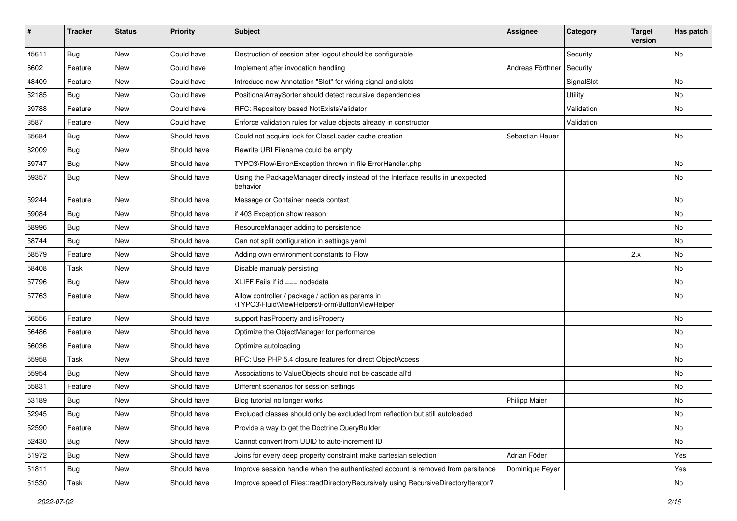| # | Tracker | Status | Priority | Subject | Assignee | Category | Target version | Has patch |
|---|---|---|---|---|---|---|---|---|
| 45611 | Bug | New | Could have | Destruction of session after logout should be configurable | | Security | | No |
| 6602 | Feature | New | Could have | Implement after invocation handling | Andreas Förthner | Security | | |
| 48409 | Feature | New | Could have | Introduce new Annotation "Slot" for wiring signal and slots | | SignalSlot | | No |
| 52185 | Bug | New | Could have | PositionalArraySorter should detect recursive dependencies | | Utility | | No |
| 39788 | Feature | New | Could have | RFC: Repository based NotExistsValidator | | Validation | | No |
| 3587 | Feature | New | Could have | Enforce validation rules for value objects already in constructor | | Validation | | |
| 65684 | Bug | New | Should have | Could not acquire lock for ClassLoader cache creation | Sebastian Heuer | | | No |
| 62009 | Bug | New | Should have | Rewrite URI Filename could be empty | | | | |
| 59747 | Bug | New | Should have | TYPO3\Flow\Error\Exception thrown in file ErrorHandler.php | | | | No |
| 59357 | Bug | New | Should have | Using the PackageManager directly instead of the Interface results in unexpected behavior | | | | No |
| 59244 | Feature | New | Should have | Message or Container needs context | | | | No |
| 59084 | Bug | New | Should have | if 403 Exception show reason | | | | No |
| 58996 | Bug | New | Should have | ResourceManager adding to persistence | | | | No |
| 58744 | Bug | New | Should have | Can not split configuration in settings.yaml | | | | No |
| 58579 | Feature | New | Should have | Adding own environment constants to Flow | | | 2.x | No |
| 58408 | Task | New | Should have | Disable manualy persisting | | | | No |
| 57796 | Bug | New | Should have | XLIFF Fails if id === nodedata | | | | No |
| 57763 | Feature | New | Should have | Allow controller / package / action as params in \TYPO3\Fluid\ViewHelpers\Form\ButtonViewHelper | | | | No |
| 56556 | Feature | New | Should have | support hasProperty and isProperty | | | | No |
| 56486 | Feature | New | Should have | Optimize the ObjectManager for performance | | | | No |
| 56036 | Feature | New | Should have | Optimize autoloading | | | | No |
| 55958 | Task | New | Should have | RFC: Use PHP 5.4 closure features for direct ObjectAccess | | | | No |
| 55954 | Bug | New | Should have | Associations to ValueObjects should not be cascade all'd | | | | No |
| 55831 | Feature | New | Should have | Different scenarios for session settings | | | | No |
| 53189 | Bug | New | Should have | Blog tutorial no longer works | Philipp Maier | | | No |
| 52945 | Bug | New | Should have | Excluded classes should only be excluded from reflection but still autoloaded | | | | No |
| 52590 | Feature | New | Should have | Provide a way to get the Doctrine QueryBuilder | | | | No |
| 52430 | Bug | New | Should have | Cannot convert from UUID to auto-increment ID | | | | No |
| 51972 | Bug | New | Should have | Joins for every deep property constraint make cartesian selection | Adrian Föder | | | Yes |
| 51811 | Bug | New | Should have | Improve session handle when the authenticated account is removed from persitance | Dominique Feyer | | | Yes |
| 51530 | Task | New | Should have | Improve speed of Files::readDirectoryRecursively using RecursiveDirectoryIterator? | | | | No |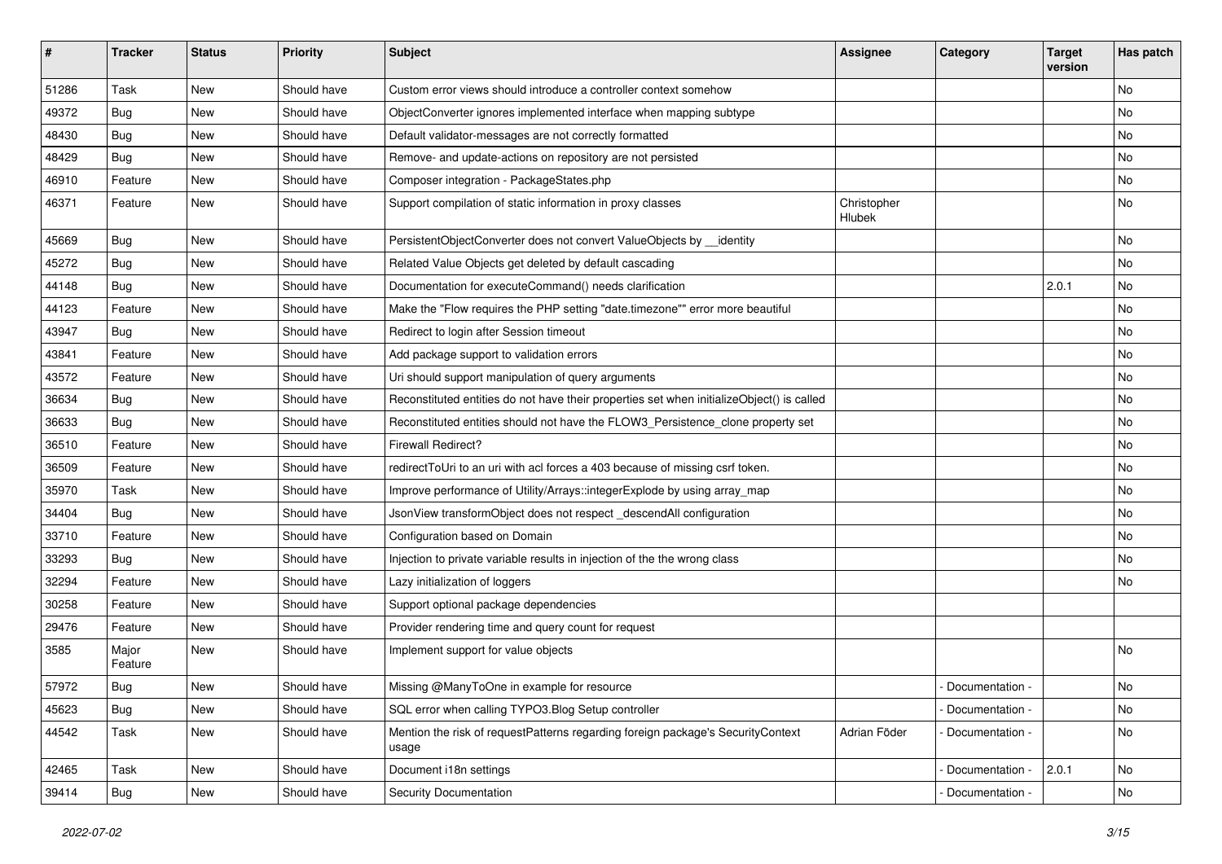| # | Tracker | Status | Priority | Subject | Assignee | Category | Target version | Has patch |
|---|---|---|---|---|---|---|---|---|
| 51286 | Task | New | Should have | Custom error views should introduce a controller context somehow | | | | No |
| 49372 | Bug | New | Should have | ObjectConverter ignores implemented interface when mapping subtype | | | | No |
| 48430 | Bug | New | Should have | Default validator-messages are not correctly formatted | | | | No |
| 48429 | Bug | New | Should have | Remove- and update-actions on repository are not persisted | | | | No |
| 46910 | Feature | New | Should have | Composer integration - PackageStates.php | | | | No |
| 46371 | Feature | New | Should have | Support compilation of static information in proxy classes | Christopher Hlubek | | | No |
| 45669 | Bug | New | Should have | PersistentObjectConverter does not convert ValueObjects by __identity | | | | No |
| 45272 | Bug | New | Should have | Related Value Objects get deleted by default cascading | | | | No |
| 44148 | Bug | New | Should have | Documentation for executeCommand() needs clarification | | | 2.0.1 | No |
| 44123 | Feature | New | Should have | Make the "Flow requires the PHP setting "date.timezone"" error more beautiful | | | | No |
| 43947 | Bug | New | Should have | Redirect to login after Session timeout | | | | No |
| 43841 | Feature | New | Should have | Add package support to validation errors | | | | No |
| 43572 | Feature | New | Should have | Uri should support manipulation of query arguments | | | | No |
| 36634 | Bug | New | Should have | Reconstituted entities do not have their properties set when initializeObject() is called | | | | No |
| 36633 | Bug | New | Should have | Reconstituted entities should not have the FLOW3_Persistence_clone property set | | | | No |
| 36510 | Feature | New | Should have | Firewall Redirect? | | | | No |
| 36509 | Feature | New | Should have | redirectToUri to an uri with acl forces a 403 because of missing csrf token. | | | | No |
| 35970 | Task | New | Should have | Improve performance of Utility/Arrays::integerExplode by using array_map | | | | No |
| 34404 | Bug | New | Should have | JsonView transformObject does not respect _descendAll configuration | | | | No |
| 33710 | Feature | New | Should have | Configuration based on Domain | | | | No |
| 33293 | Bug | New | Should have | Injection to private variable results in injection of the the wrong class | | | | No |
| 32294 | Feature | New | Should have | Lazy initialization of loggers | | | | No |
| 30258 | Feature | New | Should have | Support optional package dependencies | | | | |
| 29476 | Feature | New | Should have | Provider rendering time and query count for request | | | | |
| 3585 | Major Feature | New | Should have | Implement support for value objects | | | | No |
| 57972 | Bug | New | Should have | Missing @ManyToOne in example for resource | | - Documentation - | | No |
| 45623 | Bug | New | Should have | SQL error when calling TYPO3.Blog Setup controller | | - Documentation - | | No |
| 44542 | Task | New | Should have | Mention the risk of requestPatterns regarding foreign package's SecurityContext usage | Adrian Föder | - Documentation - | | No |
| 42465 | Task | New | Should have | Document i18n settings | | - Documentation - | 2.0.1 | No |
| 39414 | Bug | New | Should have | Security Documentation | | - Documentation - | | No |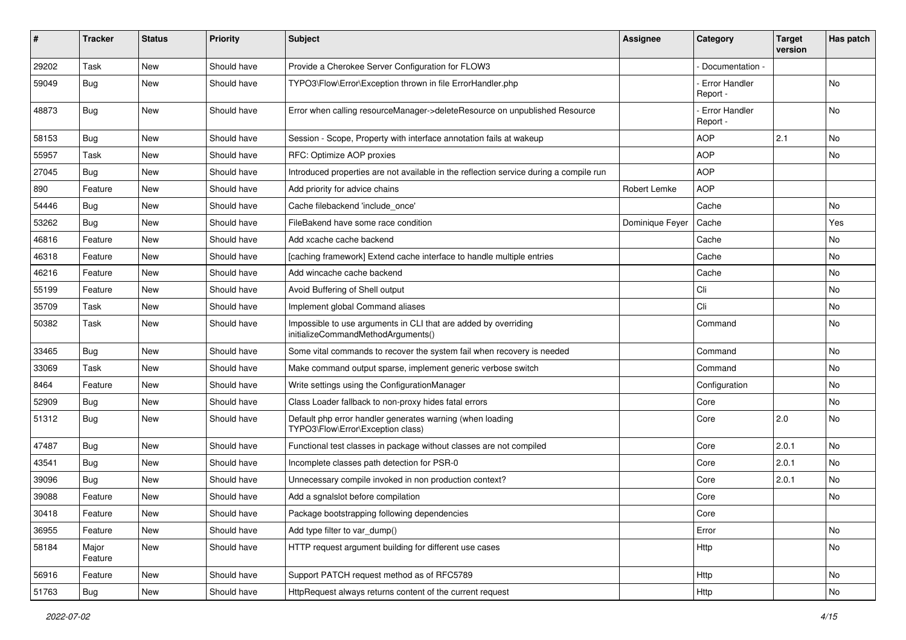| # | Tracker | Status | Priority | Subject | Assignee | Category | Target version | Has patch |
|---|---|---|---|---|---|---|---|---|
| 29202 | Task | New | Should have | Provide a Cherokee Server Configuration for FLOW3 | | - Documentation - | | |
| 59049 | Bug | New | Should have | TYPO3\Flow\Error\Exception thrown in file ErrorHandler.php | | - Error Handler Report - | | No |
| 48873 | Bug | New | Should have | Error when calling resourceManager->deleteResource on unpublished Resource | | - Error Handler Report - | | No |
| 58153 | Bug | New | Should have | Session - Scope, Property with interface annotation fails at wakeup | | AOP | 2.1 | No |
| 55957 | Task | New | Should have | RFC: Optimize AOP proxies | | AOP | | No |
| 27045 | Bug | New | Should have | Introduced properties are not available in the reflection service during a compile run | | AOP | | |
| 890 | Feature | New | Should have | Add priority for advice chains | Robert Lemke | AOP | | |
| 54446 | Bug | New | Should have | Cache filebackend 'include_once' | | Cache | | No |
| 53262 | Bug | New | Should have | FileBakend have some race condition | Dominique Feyer | Cache | | Yes |
| 46816 | Feature | New | Should have | Add xcache cache backend | | Cache | | No |
| 46318 | Feature | New | Should have | [caching framework] Extend cache interface to handle multiple entries | | Cache | | No |
| 46216 | Feature | New | Should have | Add wincache cache backend | | Cache | | No |
| 55199 | Feature | New | Should have | Avoid Buffering of Shell output | | Cli | | No |
| 35709 | Task | New | Should have | Implement global Command aliases | | Cli | | No |
| 50382 | Task | New | Should have | Impossible to use arguments in CLI that are added by overriding initializeCommandMethodArguments() | | Command | | No |
| 33465 | Bug | New | Should have | Some vital commands to recover the system fail when recovery is needed | | Command | | No |
| 33069 | Task | New | Should have | Make command output sparse, implement generic verbose switch | | Command | | No |
| 8464 | Feature | New | Should have | Write settings using the ConfigurationManager | | Configuration | | No |
| 52909 | Bug | New | Should have | Class Loader fallback to non-proxy hides fatal errors | | Core | | No |
| 51312 | Bug | New | Should have | Default php error handler generates warning (when loading TYPO3\Flow\Error\Exception class) | | Core | 2.0 | No |
| 47487 | Bug | New | Should have | Functional test classes in package without classes are not compiled | | Core | 2.0.1 | No |
| 43541 | Bug | New | Should have | Incomplete classes path detection for PSR-0 | | Core | 2.0.1 | No |
| 39096 | Bug | New | Should have | Unnecessary compile invoked in non production context? | | Core | 2.0.1 | No |
| 39088 | Feature | New | Should have | Add a sgnalslot before compilation | | Core | | No |
| 30418 | Feature | New | Should have | Package bootstrapping following dependencies | | Core | | |
| 36955 | Feature | New | Should have | Add type filter to var_dump() | | Error | | No |
| 58184 | Major Feature | New | Should have | HTTP request argument building for different use cases | | Http | | No |
| 56916 | Feature | New | Should have | Support PATCH request method as of RFC5789 | | Http | | No |
| 51763 | Bug | New | Should have | HttpRequest always returns content of the current request | | Http | | No |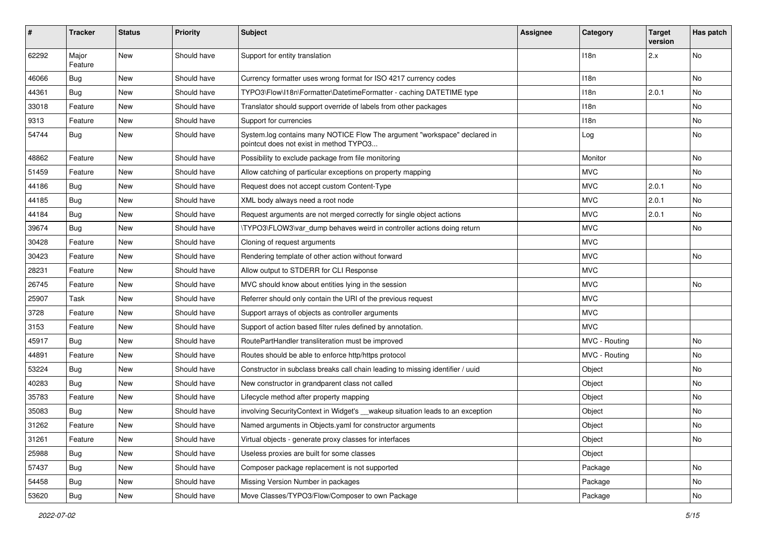| # | Tracker | Status | Priority | Subject | Assignee | Category | Target version | Has patch |
|---|---|---|---|---|---|---|---|---|
| 62292 | Major Feature | New | Should have | Support for entity translation | | I18n | 2.x | No |
| 46066 | Bug | New | Should have | Currency formatter uses wrong format for ISO 4217 currency codes | | I18n | | No |
| 44361 | Bug | New | Should have | TYPO3\Flow\I18n\Formatter\DatetimeFormatter - caching DATETIME type | | I18n | 2.0.1 | No |
| 33018 | Feature | New | Should have | Translator should support override of labels from other packages | | I18n | | No |
| 9313 | Feature | New | Should have | Support for currencies | | I18n | | No |
| 54744 | Bug | New | Should have | System.log contains many NOTICE Flow The argument "workspace" declared in pointcut does not exist in method TYPO3... | | Log | | No |
| 48862 | Feature | New | Should have | Possibility to exclude package from file monitoring | | Monitor | | No |
| 51459 | Feature | New | Should have | Allow catching of particular exceptions on property mapping | | MVC | | No |
| 44186 | Bug | New | Should have | Request does not accept custom Content-Type | | MVC | 2.0.1 | No |
| 44185 | Bug | New | Should have | XML body always need a root node | | MVC | 2.0.1 | No |
| 44184 | Bug | New | Should have | Request arguments are not merged correctly for single object actions | | MVC | 2.0.1 | No |
| 39674 | Bug | New | Should have | \TYPO3\FLOW3\var_dump behaves weird in controller actions doing return | | MVC | | No |
| 30428 | Feature | New | Should have | Cloning of request arguments | | MVC | | |
| 30423 | Feature | New | Should have | Rendering template of other action without forward | | MVC | | No |
| 28231 | Feature | New | Should have | Allow output to STDERR for CLI Response | | MVC | | |
| 26745 | Feature | New | Should have | MVC should know about entities lying in the session | | MVC | | No |
| 25907 | Task | New | Should have | Referrer should only contain the URI of the previous request | | MVC | | |
| 3728 | Feature | New | Should have | Support arrays of objects as controller arguments | | MVC | | |
| 3153 | Feature | New | Should have | Support of action based filter rules defined by annotation. | | MVC | | |
| 45917 | Bug | New | Should have | RoutePartHandler transliteration must be improved | | MVC - Routing | | No |
| 44891 | Feature | New | Should have | Routes should be able to enforce http/https protocol | | MVC - Routing | | No |
| 53224 | Bug | New | Should have | Constructor in subclass breaks call chain leading to missing identifier / uuid | | Object | | No |
| 40283 | Bug | New | Should have | New constructor in grandparent class not called | | Object | | No |
| 35783 | Feature | New | Should have | Lifecycle method after property mapping | | Object | | No |
| 35083 | Bug | New | Should have | involving SecurityContext in Widget's __wakeup situation leads to an exception | | Object | | No |
| 31262 | Feature | New | Should have | Named arguments in Objects.yaml for constructor arguments | | Object | | No |
| 31261 | Feature | New | Should have | Virtual objects - generate proxy classes for interfaces | | Object | | No |
| 25988 | Bug | New | Should have | Useless proxies are built for some classes | | Object | | |
| 57437 | Bug | New | Should have | Composer package replacement is not supported | | Package | | No |
| 54458 | Bug | New | Should have | Missing Version Number in packages | | Package | | No |
| 53620 | Bug | New | Should have | Move Classes/TYPO3/Flow/Composer to own Package | | Package | | No |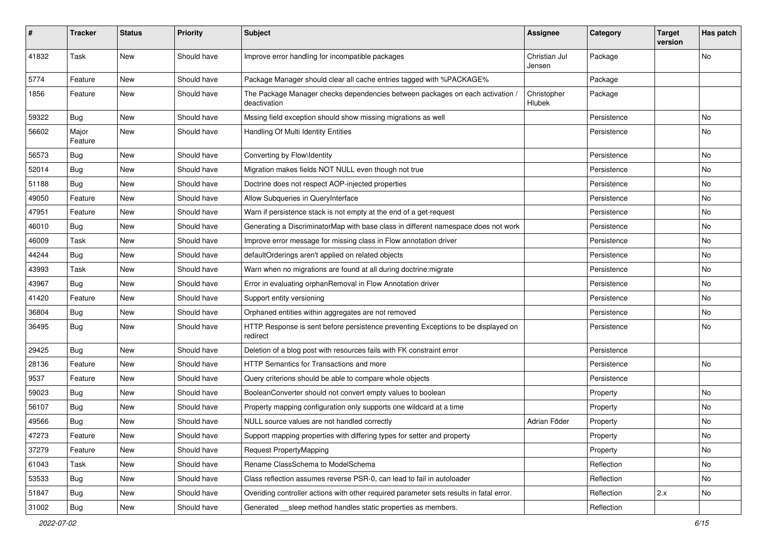| # | Tracker | Status | Priority | Subject | Assignee | Category | Target version | Has patch |
|---|---|---|---|---|---|---|---|---|
| 41832 | Task | New | Should have | Improve error handling for incompatible packages | Christian Jul Jensen | Package | | No |
| 5774 | Feature | New | Should have | Package Manager should clear all cache entries tagged with %PACKAGE% | | Package | | |
| 1856 | Feature | New | Should have | The Package Manager checks dependencies between packages on each activation / deactivation | Christopher Hlubek | Package | | |
| 59322 | Bug | New | Should have | Mssing field exception should show missing migrations as well | | Persistence | | No |
| 56602 | Major Feature | New | Should have | Handling Of Multi Identity Entities | | Persistence | | No |
| 56573 | Bug | New | Should have | Converting by Flow\Identity | | Persistence | | No |
| 52014 | Bug | New | Should have | Migration makes fields NOT NULL even though not true | | Persistence | | No |
| 51188 | Bug | New | Should have | Doctrine does not respect AOP-injected properties | | Persistence | | No |
| 49050 | Feature | New | Should have | Allow Subqueries in QueryInterface | | Persistence | | No |
| 47951 | Feature | New | Should have | Warn if persistence stack is not empty at the end of a get-request | | Persistence | | No |
| 46010 | Bug | New | Should have | Generating a DiscriminatorMap with base class in different namespace does not work | | Persistence | | No |
| 46009 | Task | New | Should have | Improve error message for missing class in Flow annotation driver | | Persistence | | No |
| 44244 | Bug | New | Should have | defaultOrderings aren't applied on related objects | | Persistence | | No |
| 43993 | Task | New | Should have | Warn when no migrations are found at all during doctrine:migrate | | Persistence | | No |
| 43967 | Bug | New | Should have | Error in evaluating orphanRemoval in Flow Annotation driver | | Persistence | | No |
| 41420 | Feature | New | Should have | Support entity versioning | | Persistence | | No |
| 36804 | Bug | New | Should have | Orphaned entities within aggregates are not removed | | Persistence | | No |
| 36495 | Bug | New | Should have | HTTP Response is sent before persistence preventing Exceptions to be displayed on redirect | | Persistence | | No |
| 29425 | Bug | New | Should have | Deletion of a blog post with resources fails with FK constraint error | | Persistence | | |
| 28136 | Feature | New | Should have | HTTP Semantics for Transactions and more | | Persistence | | No |
| 9537 | Feature | New | Should have | Query criterions should be able to compare whole objects | | Persistence | | |
| 59023 | Bug | New | Should have | BooleanConverter should not convert empty values to boolean | | Property | | No |
| 56107 | Bug | New | Should have | Property mapping configuration only supports one wildcard at a time | | Property | | No |
| 49566 | Bug | New | Should have | NULL source values are not handled correctly | Adrian Föder | Property | | No |
| 47273 | Feature | New | Should have | Support mapping properties with differing types for setter and property | | Property | | No |
| 37279 | Feature | New | Should have | Request PropertyMapping | | Property | | No |
| 61043 | Task | New | Should have | Rename ClassSchema to ModelSchema | | Reflection | | No |
| 53533 | Bug | New | Should have | Class reflection assumes reverse PSR-0, can lead to fail in autoloader | | Reflection | | No |
| 51847 | Bug | New | Should have | Overiding controller actions with other required parameter sets results in fatal error. | | Reflection | 2.x | No |
| 31002 | Bug | New | Should have | Generated __sleep method handles static properties as members. | | Reflection | | |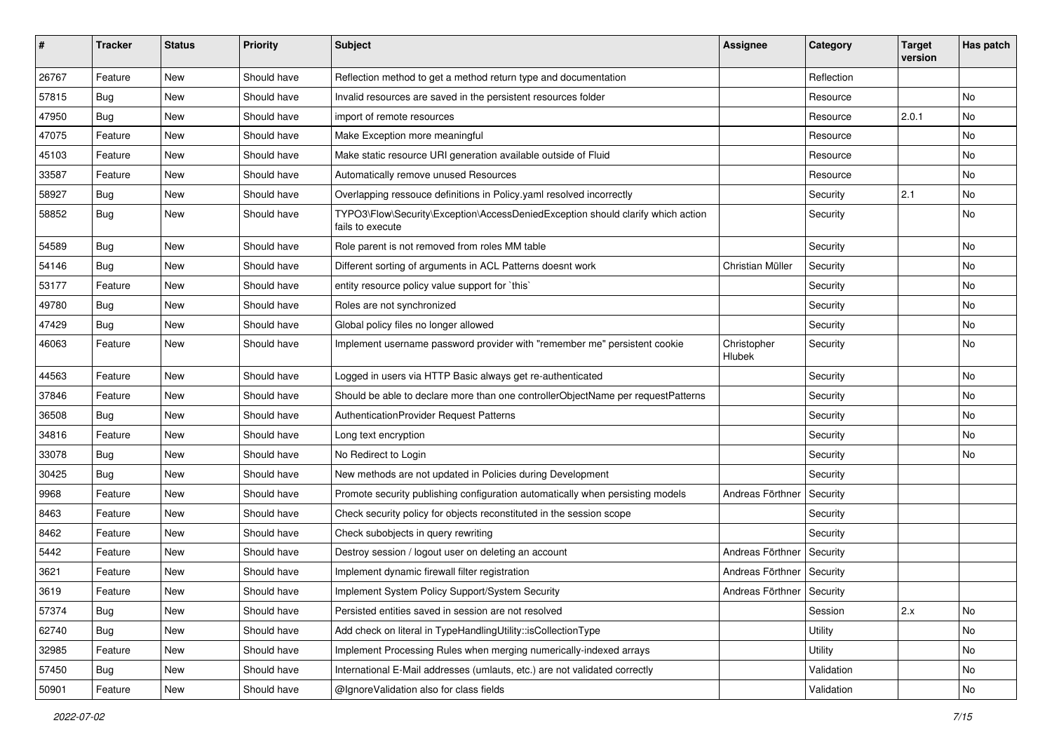| # | Tracker | Status | Priority | Subject | Assignee | Category | Target version | Has patch |
|---|---|---|---|---|---|---|---|---|
| 26767 | Feature | New | Should have | Reflection method to get a method return type and documentation | | Reflection | | |
| 57815 | Bug | New | Should have | Invalid resources are saved in the persistent resources folder | | Resource | | No |
| 47950 | Bug | New | Should have | import of remote resources | | Resource | 2.0.1 | No |
| 47075 | Feature | New | Should have | Make Exception more meaningful | | Resource | | No |
| 45103 | Feature | New | Should have | Make static resource URI generation available outside of Fluid | | Resource | | No |
| 33587 | Feature | New | Should have | Automatically remove unused Resources | | Resource | | No |
| 58927 | Bug | New | Should have | Overlapping ressouce definitions in Policy.yaml resolved incorrectly | | Security | 2.1 | No |
| 58852 | Bug | New | Should have | TYPO3\Flow\Security\Exception\AccessDeniedException should clarify which action fails to execute | | Security | | No |
| 54589 | Bug | New | Should have | Role parent is not removed from roles MM table | | Security | | No |
| 54146 | Bug | New | Should have | Different sorting of arguments in ACL Patterns doesnt work | Christian Müller | Security | | No |
| 53177 | Feature | New | Should have | entity resource policy value support for `this` | | Security | | No |
| 49780 | Bug | New | Should have | Roles are not synchronized | | Security | | No |
| 47429 | Bug | New | Should have | Global policy files no longer allowed | | Security | | No |
| 46063 | Feature | New | Should have | Implement username password provider with "remember me" persistent cookie | Christopher Hlubek | Security | | No |
| 44563 | Feature | New | Should have | Logged in users via HTTP Basic always get re-authenticated | | Security | | No |
| 37846 | Feature | New | Should have | Should be able to declare more than one controllerObjectName per requestPatterns | | Security | | No |
| 36508 | Bug | New | Should have | AuthenticationProvider Request Patterns | | Security | | No |
| 34816 | Feature | New | Should have | Long text encryption | | Security | | No |
| 33078 | Bug | New | Should have | No Redirect to Login | | Security | | No |
| 30425 | Bug | New | Should have | New methods are not updated in Policies during Development | | Security | | |
| 9968 | Feature | New | Should have | Promote security publishing configuration automatically when persisting models | Andreas Förthner | Security | | |
| 8463 | Feature | New | Should have | Check security policy for objects reconstituted in the session scope | | Security | | |
| 8462 | Feature | New | Should have | Check subobjects in query rewriting | | Security | | |
| 5442 | Feature | New | Should have | Destroy session / logout user on deleting an account | Andreas Förthner | Security | | |
| 3621 | Feature | New | Should have | Implement dynamic firewall filter registration | Andreas Förthner | Security | | |
| 3619 | Feature | New | Should have | Implement System Policy Support/System Security | Andreas Förthner | Security | | |
| 57374 | Bug | New | Should have | Persisted entities saved in session are not resolved | | Session | 2.x | No |
| 62740 | Bug | New | Should have | Add check on literal in TypeHandlingUtility::isCollectionType | | Utility | | No |
| 32985 | Feature | New | Should have | Implement Processing Rules when merging numerically-indexed arrays | | Utility | | No |
| 57450 | Bug | New | Should have | International E-Mail addresses (umlauts, etc.) are not validated correctly | | Validation | | No |
| 50901 | Feature | New | Should have | @IgnoreValidation also for class fields | | Validation | | No |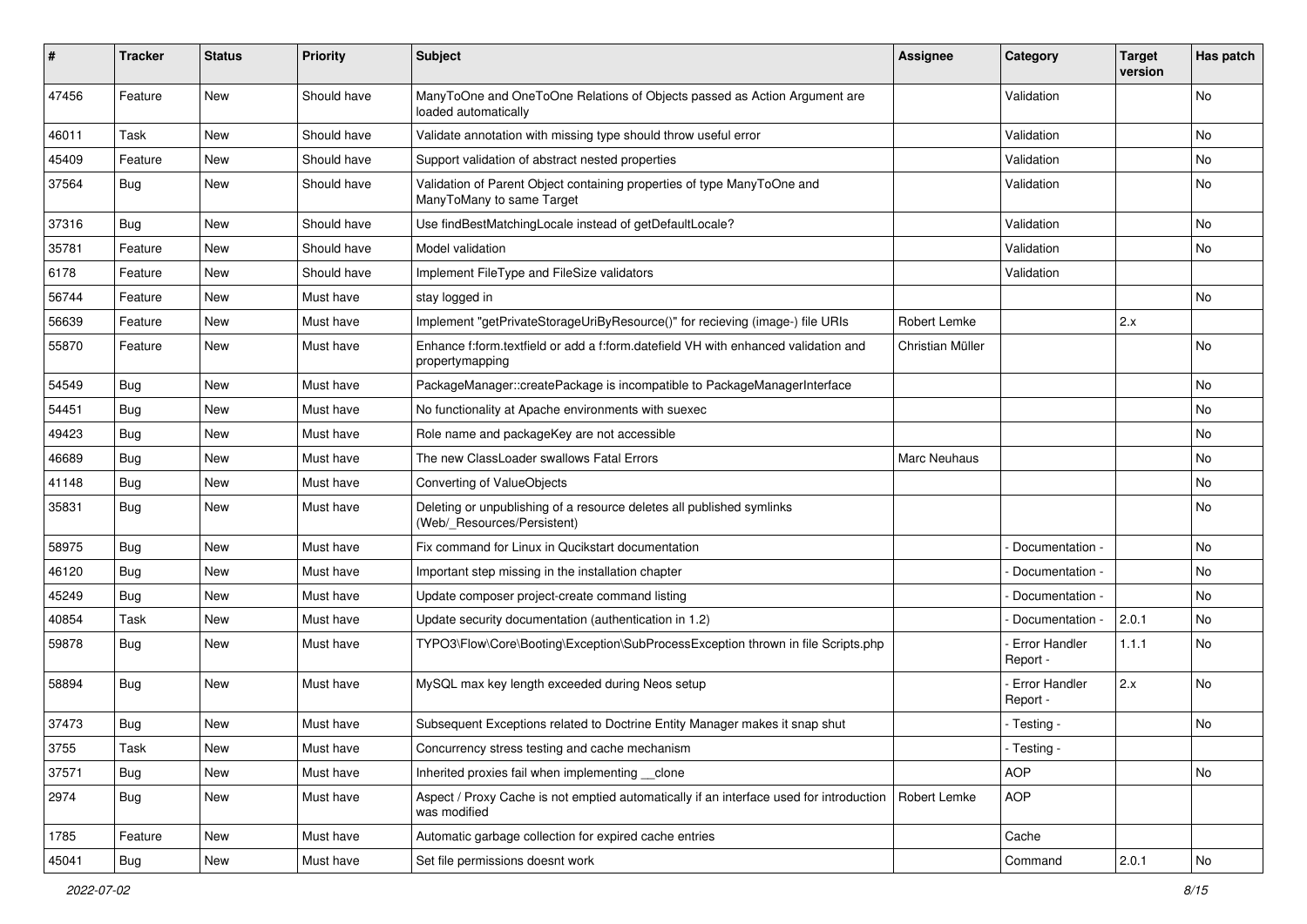| # | Tracker | Status | Priority | Subject | Assignee | Category | Target version | Has patch |
|---|---|---|---|---|---|---|---|---|
| 47456 | Feature | New | Should have | ManyToOne and OneToOne Relations of Objects passed as Action Argument are loaded automatically | | Validation | | No |
| 46011 | Task | New | Should have | Validate annotation with missing type should throw useful error | | Validation | | No |
| 45409 | Feature | New | Should have | Support validation of abstract nested properties | | Validation | | No |
| 37564 | Bug | New | Should have | Validation of Parent Object containing properties of type ManyToOne and ManyToMany to same Target | | Validation | | No |
| 37316 | Bug | New | Should have | Use findBestMatchingLocale instead of getDefaultLocale? | | Validation | | No |
| 35781 | Feature | New | Should have | Model validation | | Validation | | No |
| 6178 | Feature | New | Should have | Implement FileType and FileSize validators | | Validation | | |
| 56744 | Feature | New | Must have | stay logged in | | | | No |
| 56639 | Feature | New | Must have | Implement "getPrivateStorageUriByResource()" for recieving (image-) file URIs | Robert Lemke | | 2.x | |
| 55870 | Feature | New | Must have | Enhance f:form.textfield or add a f:form.datefield VH with enhanced validation and propertymapping | Christian Müller | | | No |
| 54549 | Bug | New | Must have | PackageManager::createPackage is incompatible to PackageManagerInterface | | | | No |
| 54451 | Bug | New | Must have | No functionality at Apache environments with suexec | | | | No |
| 49423 | Bug | New | Must have | Role name and packageKey are not accessible | | | | No |
| 46689 | Bug | New | Must have | The new ClassLoader swallows Fatal Errors | Marc Neuhaus | | | No |
| 41148 | Bug | New | Must have | Converting of ValueObjects | | | | No |
| 35831 | Bug | New | Must have | Deleting or unpublishing of a resource deletes all published symlinks (Web/_Resources/Persistent) | | | | No |
| 58975 | Bug | New | Must have | Fix command for Linux in Qucikstart documentation | | - Documentation - | | No |
| 46120 | Bug | New | Must have | Important step missing in the installation chapter | | - Documentation - | | No |
| 45249 | Bug | New | Must have | Update composer project-create command listing | | - Documentation - | | No |
| 40854 | Task | New | Must have | Update security documentation (authentication in 1.2) | | - Documentation - | 2.0.1 | No |
| 59878 | Bug | New | Must have | TYPO3\Flow\Core\Booting\Exception\SubProcessException thrown in file Scripts.php | | - Error Handler Report - | 1.1.1 | No |
| 58894 | Bug | New | Must have | MySQL max key length exceeded during Neos setup | | - Error Handler Report - | 2.x | No |
| 37473 | Bug | New | Must have | Subsequent Exceptions related to Doctrine Entity Manager makes it snap shut | | - Testing - | | No |
| 3755 | Task | New | Must have | Concurrency stress testing and cache mechanism | | - Testing - | | |
| 37571 | Bug | New | Must have | Inherited proxies fail when implementing __clone | | AOP | | No |
| 2974 | Bug | New | Must have | Aspect / Proxy Cache is not emptied automatically if an interface used for introduction was modified | Robert Lemke | AOP | | |
| 1785 | Feature | New | Must have | Automatic garbage collection for expired cache entries | | Cache | | |
| 45041 | Bug | New | Must have | Set file permissions doesnt work | | Command | 2.0.1 | No |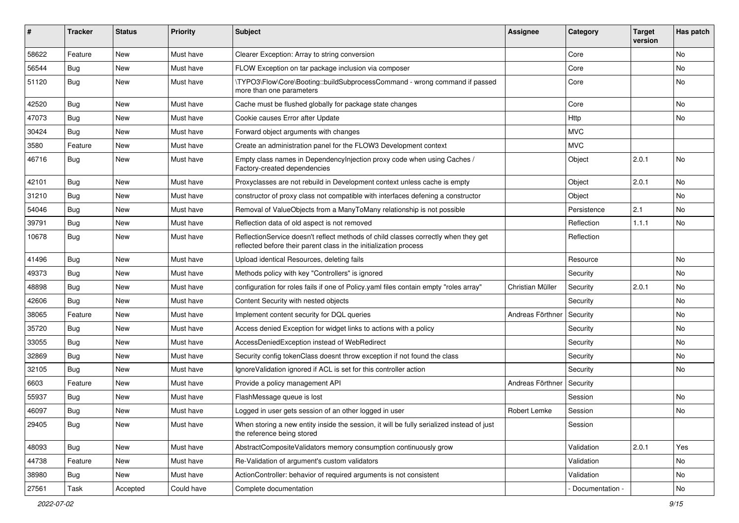| # | Tracker | Status | Priority | Subject | Assignee | Category | Target version | Has patch |
|---|---|---|---|---|---|---|---|---|
| 58622 | Feature | New | Must have | Clearer Exception: Array to string conversion | | Core | | No |
| 56544 | Bug | New | Must have | FLOW Exception on tar package inclusion via composer | | Core | | No |
| 51120 | Bug | New | Must have | \TYPO3\Flow\Core\Booting::buildSubprocessCommand - wrong command if passed more than one parameters | | Core | | No |
| 42520 | Bug | New | Must have | Cache must be flushed globally for package state changes | | Core | | No |
| 47073 | Bug | New | Must have | Cookie causes Error after Update | | Http | | No |
| 30424 | Bug | New | Must have | Forward object arguments with changes | | MVC | | |
| 3580 | Feature | New | Must have | Create an administration panel for the FLOW3 Development context | | MVC | | |
| 46716 | Bug | New | Must have | Empty class names in DependencyInjection proxy code when using Caches / Factory-created dependencies | | Object | 2.0.1 | No |
| 42101 | Bug | New | Must have | Proxyclasses are not rebuild in Development context unless cache is empty | | Object | 2.0.1 | No |
| 31210 | Bug | New | Must have | constructor of proxy class not compatible with interfaces defening a constructor | | Object | | No |
| 54046 | Bug | New | Must have | Removal of ValueObjects from a ManyToMany relationship is not possible | | Persistence | 2.1 | No |
| 39791 | Bug | New | Must have | Reflection data of old aspect is not removed | | Reflection | 1.1.1 | No |
| 10678 | Bug | New | Must have | ReflectionService doesn't reflect methods of child classes correctly when they get reflected before their parent class in the initialization process | | Reflection | | |
| 41496 | Bug | New | Must have | Upload identical Resources, deleting fails | | Resource | | No |
| 49373 | Bug | New | Must have | Methods policy with key "Controllers" is ignored | | Security | | No |
| 48898 | Bug | New | Must have | configuration for roles fails if one of Policy.yaml files contain empty "roles array" | Christian Müller | Security | 2.0.1 | No |
| 42606 | Bug | New | Must have | Content Security with nested objects | | Security | | No |
| 38065 | Feature | New | Must have | Implement content security for DQL queries | Andreas Förthner | Security | | No |
| 35720 | Bug | New | Must have | Access denied Exception for widget links to actions with a policy | | Security | | No |
| 33055 | Bug | New | Must have | AccessDeniedException instead of WebRedirect | | Security | | No |
| 32869 | Bug | New | Must have | Security config tokenClass doesnt throw exception if not found the class | | Security | | No |
| 32105 | Bug | New | Must have | IgnoreValidation ignored if ACL is set for this controller action | | Security | | No |
| 6603 | Feature | New | Must have | Provide a policy management API | Andreas Förthner | Security | | |
| 55937 | Bug | New | Must have | FlashMessage queue is lost | | Session | | No |
| 46097 | Bug | New | Must have | Logged in user gets session of an other logged in user | Robert Lemke | Session | | No |
| 29405 | Bug | New | Must have | When storing a new entity inside the session, it will be fully serialized instead of just the reference being stored | | Session | | |
| 48093 | Bug | New | Must have | AbstractCompositeValidators memory consumption continuously grow | | Validation | 2.0.1 | Yes |
| 44738 | Feature | New | Must have | Re-Validation of argument's custom validators | | Validation | | No |
| 38980 | Bug | New | Must have | ActionController: behavior of required arguments is not consistent | | Validation | | No |
| 27561 | Task | Accepted | Could have | Complete documentation | | - Documentation - | | No |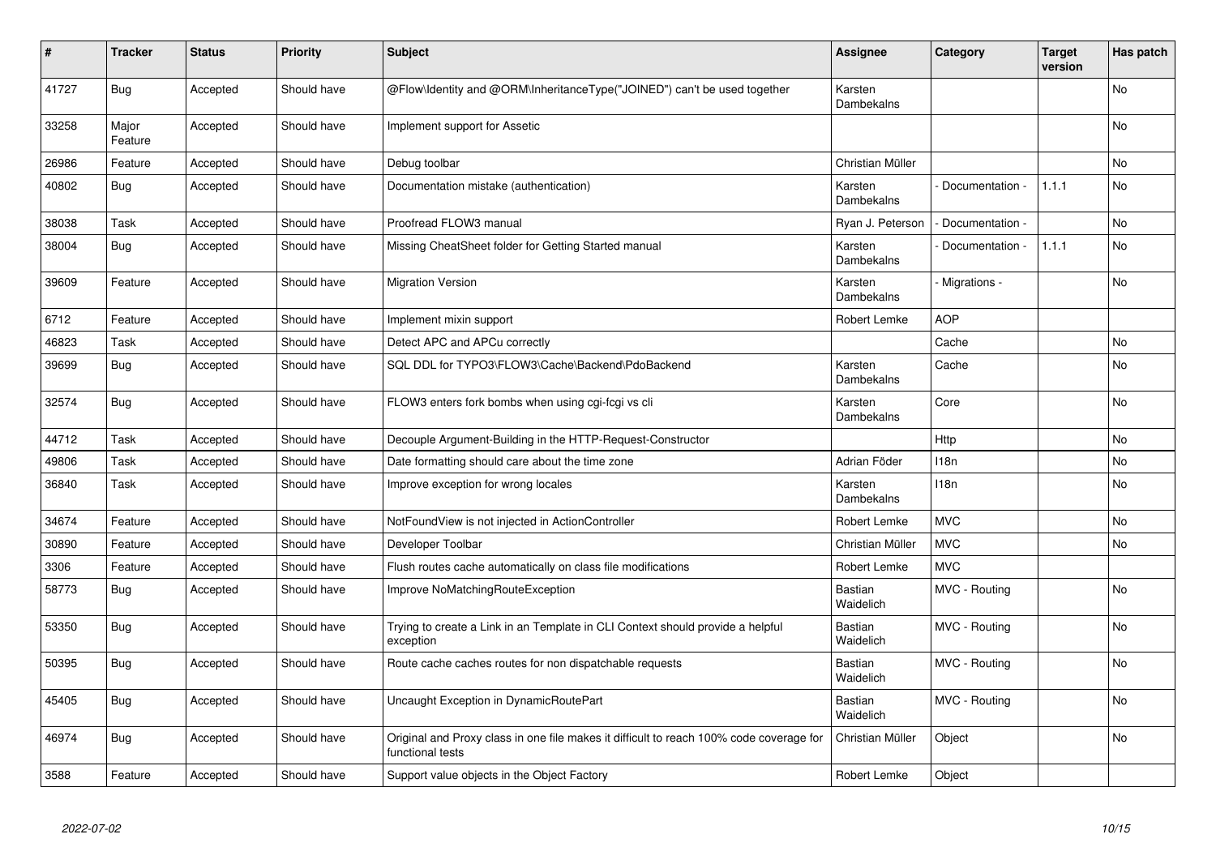| # | Tracker | Status | Priority | Subject | Assignee | Category | Target version | Has patch |
|---|---|---|---|---|---|---|---|---|
| 41727 | Bug | Accepted | Should have | @Flow\Identity and @ORM\InheritanceType("JOINED") can't be used together | Karsten Dambekalns | | | No |
| 33258 | Major Feature | Accepted | Should have | Implement support for Assetic | | | | No |
| 26986 | Feature | Accepted | Should have | Debug toolbar | Christian Müller | | | No |
| 40802 | Bug | Accepted | Should have | Documentation mistake (authentication) | Karsten Dambekalns | - Documentation - | 1.1.1 | No |
| 38038 | Task | Accepted | Should have | Proofread FLOW3 manual | Ryan J. Peterson | - Documentation - | | No |
| 38004 | Bug | Accepted | Should have | Missing CheatSheet folder for Getting Started manual | Karsten Dambekalns | - Documentation - | 1.1.1 | No |
| 39609 | Feature | Accepted | Should have | Migration Version | Karsten Dambekalns | - Migrations - | | No |
| 6712 | Feature | Accepted | Should have | Implement mixin support | Robert Lemke | AOP | | |
| 46823 | Task | Accepted | Should have | Detect APC and APCu correctly | | Cache | | No |
| 39699 | Bug | Accepted | Should have | SQL DDL for TYPO3\FLOW3\Cache\Backend\PdoBackend | Karsten Dambekalns | Cache | | No |
| 32574 | Bug | Accepted | Should have | FLOW3 enters fork bombs when using cgi-fcgi vs cli | Karsten Dambekalns | Core | | No |
| 44712 | Task | Accepted | Should have | Decouple Argument-Building in the HTTP-Request-Constructor | | Http | | No |
| 49806 | Task | Accepted | Should have | Date formatting should care about the time zone | Adrian Föder | I18n | | No |
| 36840 | Task | Accepted | Should have | Improve exception for wrong locales | Karsten Dambekalns | I18n | | No |
| 34674 | Feature | Accepted | Should have | NotFoundView is not injected in ActionController | Robert Lemke | MVC | | No |
| 30890 | Feature | Accepted | Should have | Developer Toolbar | Christian Müller | MVC | | No |
| 3306 | Feature | Accepted | Should have | Flush routes cache automatically on class file modifications | Robert Lemke | MVC | | |
| 58773 | Bug | Accepted | Should have | Improve NoMatchingRouteException | Bastian Waidelich | MVC - Routing | | No |
| 53350 | Bug | Accepted | Should have | Trying to create a Link in an Template in CLI Context should provide a helpful exception | Bastian Waidelich | MVC - Routing | | No |
| 50395 | Bug | Accepted | Should have | Route cache caches routes for non dispatchable requests | Bastian Waidelich | MVC - Routing | | No |
| 45405 | Bug | Accepted | Should have | Uncaught Exception in DynamicRoutePart | Bastian Waidelich | MVC - Routing | | No |
| 46974 | Bug | Accepted | Should have | Original and Proxy class in one file makes it difficult to reach 100% code coverage for functional tests | Christian Müller | Object | | No |
| 3588 | Feature | Accepted | Should have | Support value objects in the Object Factory | Robert Lemke | Object | | |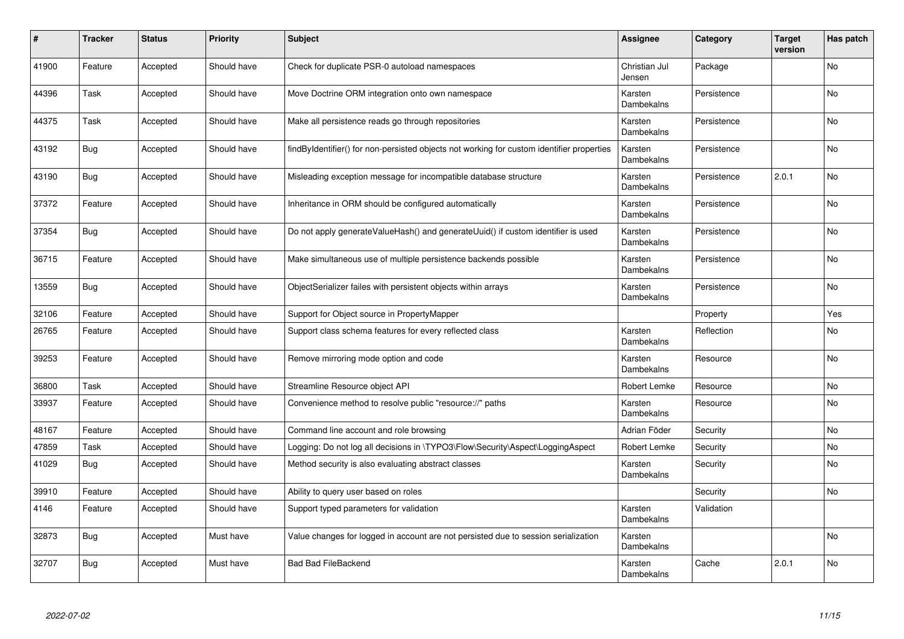| # | Tracker | Status | Priority | Subject | Assignee | Category | Target version | Has patch |
|---|---|---|---|---|---|---|---|---|
| 41900 | Feature | Accepted | Should have | Check for duplicate PSR-0 autoload namespaces | Christian Jul Jensen | Package | | No |
| 44396 | Task | Accepted | Should have | Move Doctrine ORM integration onto own namespace | Karsten Dambekalns | Persistence | | No |
| 44375 | Task | Accepted | Should have | Make all persistence reads go through repositories | Karsten Dambekalns | Persistence | | No |
| 43192 | Bug | Accepted | Should have | findByIdentifier() for non-persisted objects not working for custom identifier properties | Karsten Dambekalns | Persistence | | No |
| 43190 | Bug | Accepted | Should have | Misleading exception message for incompatible database structure | Karsten Dambekalns | Persistence | 2.0.1 | No |
| 37372 | Feature | Accepted | Should have | Inheritance in ORM should be configured automatically | Karsten Dambekalns | Persistence | | No |
| 37354 | Bug | Accepted | Should have | Do not apply generateValueHash() and generateUuid() if custom identifier is used | Karsten Dambekalns | Persistence | | No |
| 36715 | Feature | Accepted | Should have | Make simultaneous use of multiple persistence backends possible | Karsten Dambekalns | Persistence | | No |
| 13559 | Bug | Accepted | Should have | ObjectSerializer failes with persistent objects within arrays | Karsten Dambekalns | Persistence | | No |
| 32106 | Feature | Accepted | Should have | Support for Object source in PropertyMapper | | Property | | Yes |
| 26765 | Feature | Accepted | Should have | Support class schema features for every reflected class | Karsten Dambekalns | Reflection | | No |
| 39253 | Feature | Accepted | Should have | Remove mirroring mode option and code | Karsten Dambekalns | Resource | | No |
| 36800 | Task | Accepted | Should have | Streamline Resource object API | Robert Lemke | Resource | | No |
| 33937 | Feature | Accepted | Should have | Convenience method to resolve public "resource://" paths | Karsten Dambekalns | Resource | | No |
| 48167 | Feature | Accepted | Should have | Command line account and role browsing | Adrian Föder | Security | | No |
| 47859 | Task | Accepted | Should have | Logging: Do not log all decisions in \TYPO3\Flow\Security\Aspect\LoggingAspect | Robert Lemke | Security | | No |
| 41029 | Bug | Accepted | Should have | Method security is also evaluating abstract classes | Karsten Dambekalns | Security | | No |
| 39910 | Feature | Accepted | Should have | Ability to query user based on roles | | Security | | No |
| 4146 | Feature | Accepted | Should have | Support typed parameters for validation | Karsten Dambekalns | Validation | | |
| 32873 | Bug | Accepted | Must have | Value changes for logged in account are not persisted due to session serialization | Karsten Dambekalns | | | No |
| 32707 | Bug | Accepted | Must have | Bad Bad FileBackend | Karsten Dambekalns | Cache | 2.0.1 | No |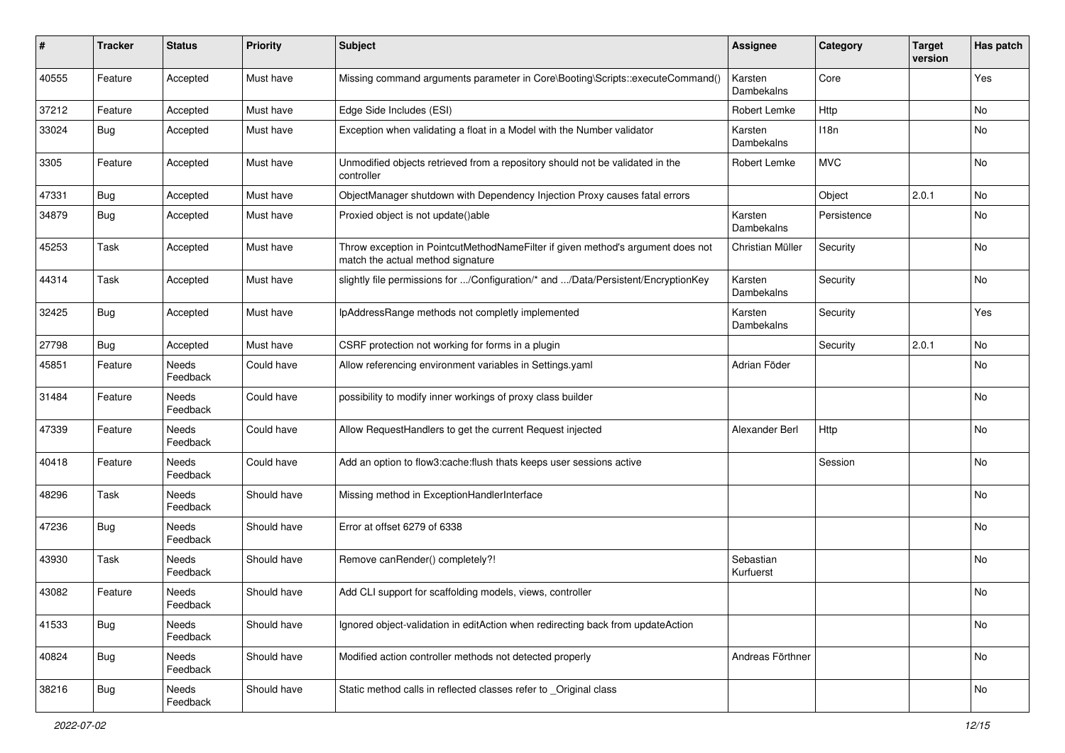| # | Tracker | Status | Priority | Subject | Assignee | Category | Target version | Has patch |
| --- | --- | --- | --- | --- | --- | --- | --- | --- |
| 40555 | Feature | Accepted | Must have | Missing command arguments parameter in Core\Booting\Scripts::executeCommand() | Karsten Dambekalns | Core | | Yes |
| 37212 | Feature | Accepted | Must have | Edge Side Includes (ESI) | Robert Lemke | Http | | No |
| 33024 | Bug | Accepted | Must have | Exception when validating a float in a Model with the Number validator | Karsten Dambekalns | I18n | | No |
| 3305 | Feature | Accepted | Must have | Unmodified objects retrieved from a repository should not be validated in the controller | Robert Lemke | MVC | | No |
| 47331 | Bug | Accepted | Must have | ObjectManager shutdown with Dependency Injection Proxy causes fatal errors | | Object | 2.0.1 | No |
| 34879 | Bug | Accepted | Must have | Proxied object is not update()able | Karsten Dambekalns | Persistence | | No |
| 45253 | Task | Accepted | Must have | Throw exception in PointcutMethodNameFilter if given method's argument does not match the actual method signature | Christian Müller | Security | | No |
| 44314 | Task | Accepted | Must have | slightly file permissions for .../Configuration/* and .../Data/Persistent/EncryptionKey | Karsten Dambekalns | Security | | No |
| 32425 | Bug | Accepted | Must have | IpAddressRange methods not completly implemented | Karsten Dambekalns | Security | | Yes |
| 27798 | Bug | Accepted | Must have | CSRF protection not working for forms in a plugin | | Security | 2.0.1 | No |
| 45851 | Feature | Needs Feedback | Could have | Allow referencing environment variables in Settings.yaml | Adrian Föder | | | No |
| 31484 | Feature | Needs Feedback | Could have | possibility to modify inner workings of proxy class builder | | | | No |
| 47339 | Feature | Needs Feedback | Could have | Allow RequestHandlers to get the current Request injected | Alexander Berl | Http | | No |
| 40418 | Feature | Needs Feedback | Could have | Add an option to flow3:cache:flush thats keeps user sessions active | | Session | | No |
| 48296 | Task | Needs Feedback | Should have | Missing method in ExceptionHandlerInterface | | | | No |
| 47236 | Bug | Needs Feedback | Should have | Error at offset 6279 of 6338 | | | | No |
| 43930 | Task | Needs Feedback | Should have | Remove canRender() completely?! | Sebastian Kurfuerst | | | No |
| 43082 | Feature | Needs Feedback | Should have | Add CLI support for scaffolding models, views, controller | | | | No |
| 41533 | Bug | Needs Feedback | Should have | Ignored object-validation in editAction when redirecting back from updateAction | | | | No |
| 40824 | Bug | Needs Feedback | Should have | Modified action controller methods not detected properly | Andreas Förthner | | | No |
| 38216 | Bug | Needs Feedback | Should have | Static method calls in reflected classes refer to _Original class | | | | No |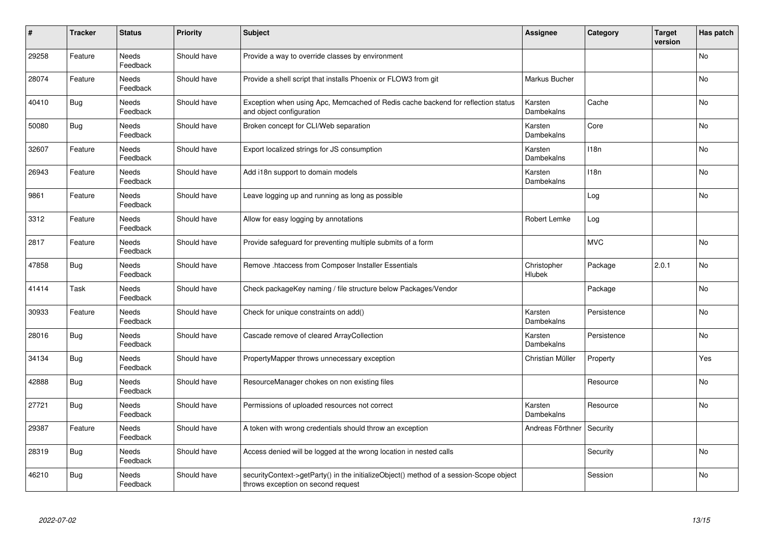| # | Tracker | Status | Priority | Subject | Assignee | Category | Target version | Has patch |
|---|---|---|---|---|---|---|---|---|
| 29258 | Feature | Needs Feedback | Should have | Provide a way to override classes by environment | | | | No |
| 28074 | Feature | Needs Feedback | Should have | Provide a shell script that installs Phoenix or FLOW3 from git | Markus Bucher | | | No |
| 40410 | Bug | Needs Feedback | Should have | Exception when using Apc, Memcached of Redis cache backend for reflection status and object configuration | Karsten Dambekalns | Cache | | No |
| 50080 | Bug | Needs Feedback | Should have | Broken concept for CLI/Web separation | Karsten Dambekalns | Core | | No |
| 32607 | Feature | Needs Feedback | Should have | Export localized strings for JS consumption | Karsten Dambekalns | I18n | | No |
| 26943 | Feature | Needs Feedback | Should have | Add i18n support to domain models | Karsten Dambekalns | I18n | | No |
| 9861 | Feature | Needs Feedback | Should have | Leave logging up and running as long as possible | | Log | | No |
| 3312 | Feature | Needs Feedback | Should have | Allow for easy logging by annotations | Robert Lemke | Log | | |
| 2817 | Feature | Needs Feedback | Should have | Provide safeguard for preventing multiple submits of a form | | MVC | | No |
| 47858 | Bug | Needs Feedback | Should have | Remove .htaccess from Composer Installer Essentials | Christopher Hlubek | Package | 2.0.1 | No |
| 41414 | Task | Needs Feedback | Should have | Check packageKey naming / file structure below Packages/Vendor | | Package | | No |
| 30933 | Feature | Needs Feedback | Should have | Check for unique constraints on add() | Karsten Dambekalns | Persistence | | No |
| 28016 | Bug | Needs Feedback | Should have | Cascade remove of cleared ArrayCollection | Karsten Dambekalns | Persistence | | No |
| 34134 | Bug | Needs Feedback | Should have | PropertyMapper throws unnecessary exception | Christian Müller | Property | | Yes |
| 42888 | Bug | Needs Feedback | Should have | ResourceManager chokes on non existing files | | Resource | | No |
| 27721 | Bug | Needs Feedback | Should have | Permissions of uploaded resources not correct | Karsten Dambekalns | Resource | | No |
| 29387 | Feature | Needs Feedback | Should have | A token with wrong credentials should throw an exception | Andreas Förthner | Security | | |
| 28319 | Bug | Needs Feedback | Should have | Access denied will be logged at the wrong location in nested calls | | Security | | No |
| 46210 | Bug | Needs Feedback | Should have | securityContext->getParty() in the initializeObject() method of a session-Scope object throws exception on second request | | Session | | No |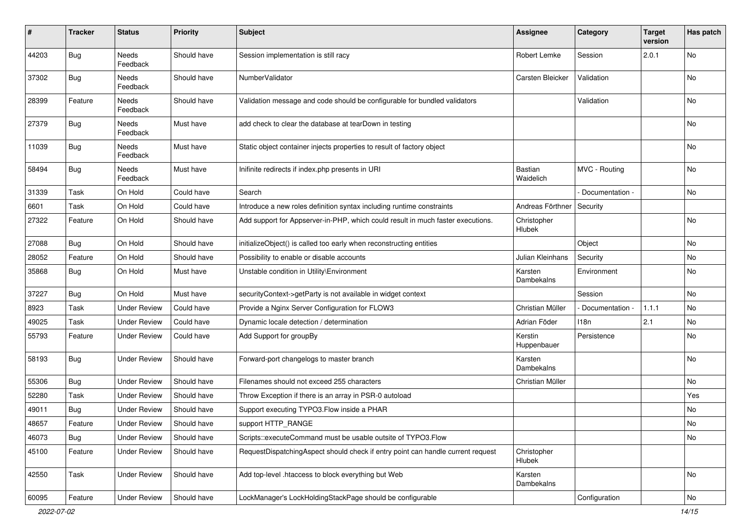| # | Tracker | Status | Priority | Subject | Assignee | Category | Target version | Has patch |
|---|---|---|---|---|---|---|---|---|
| 44203 | Bug | Needs Feedback | Should have | Session implementation is still racy | Robert Lemke | Session | 2.0.1 | No |
| 37302 | Bug | Needs Feedback | Should have | NumberValidator | Carsten Bleicker | Validation | | No |
| 28399 | Feature | Needs Feedback | Should have | Validation message and code should be configurable for bundled validators | | Validation | | No |
| 27379 | Bug | Needs Feedback | Must have | add check to clear the database at tearDown in testing | | | | No |
| 11039 | Bug | Needs Feedback | Must have | Static object container injects properties to result of factory object | | | | No |
| 58494 | Bug | Needs Feedback | Must have | Inifinite redirects if index.php presents in URI | Bastian Waidelich | MVC - Routing | | No |
| 31339 | Task | On Hold | Could have | Search | | - Documentation - | | No |
| 6601 | Task | On Hold | Could have | Introduce a new roles definition syntax including runtime constraints | Andreas Förthner | Security | | |
| 27322 | Feature | On Hold | Should have | Add support for Appserver-in-PHP, which could result in much faster executions. | Christopher Hlubek | | | No |
| 27088 | Bug | On Hold | Should have | initializeObject() is called too early when reconstructing entities | | Object | | No |
| 28052 | Feature | On Hold | Should have | Possibility to enable or disable accounts | Julian Kleinhans | Security | | No |
| 35868 | Bug | On Hold | Must have | Unstable condition in Utility\Environment | Karsten Dambekalns | Environment | | No |
| 37227 | Bug | On Hold | Must have | securityContext->getParty is not available in widget context | | Session | | No |
| 8923 | Task | Under Review | Could have | Provide a Nginx Server Configuration for FLOW3 | Christian Müller | - Documentation - | 1.1.1 | No |
| 49025 | Task | Under Review | Could have | Dynamic locale detection / determination | Adrian Föder | I18n | 2.1 | No |
| 55793 | Feature | Under Review | Could have | Add Support for groupBy | Kerstin Huppenbauer | Persistence | | No |
| 58193 | Bug | Under Review | Should have | Forward-port changelogs to master branch | Karsten Dambekalns | | | No |
| 55306 | Bug | Under Review | Should have | Filenames should not exceed 255 characters | Christian Müller | | | No |
| 52280 | Task | Under Review | Should have | Throw Exception if there is an array in PSR-0 autoload | | | | Yes |
| 49011 | Bug | Under Review | Should have | Support executing TYPO3.Flow inside a PHAR | | | | No |
| 48657 | Feature | Under Review | Should have | support HTTP_RANGE | | | | No |
| 46073 | Bug | Under Review | Should have | Scripts::executeCommand must be usable outsite of TYPO3.Flow | | | | No |
| 45100 | Feature | Under Review | Should have | RequestDispatchingAspect should check if entry point can handle current request | Christopher Hlubek | | | |
| 42550 | Task | Under Review | Should have | Add top-level .htaccess to block everything but Web | Karsten Dambekalns | | | No |
| 60095 | Feature | Under Review | Should have | LockManager's LockHoldingStackPage should be configurable | | Configuration | | No |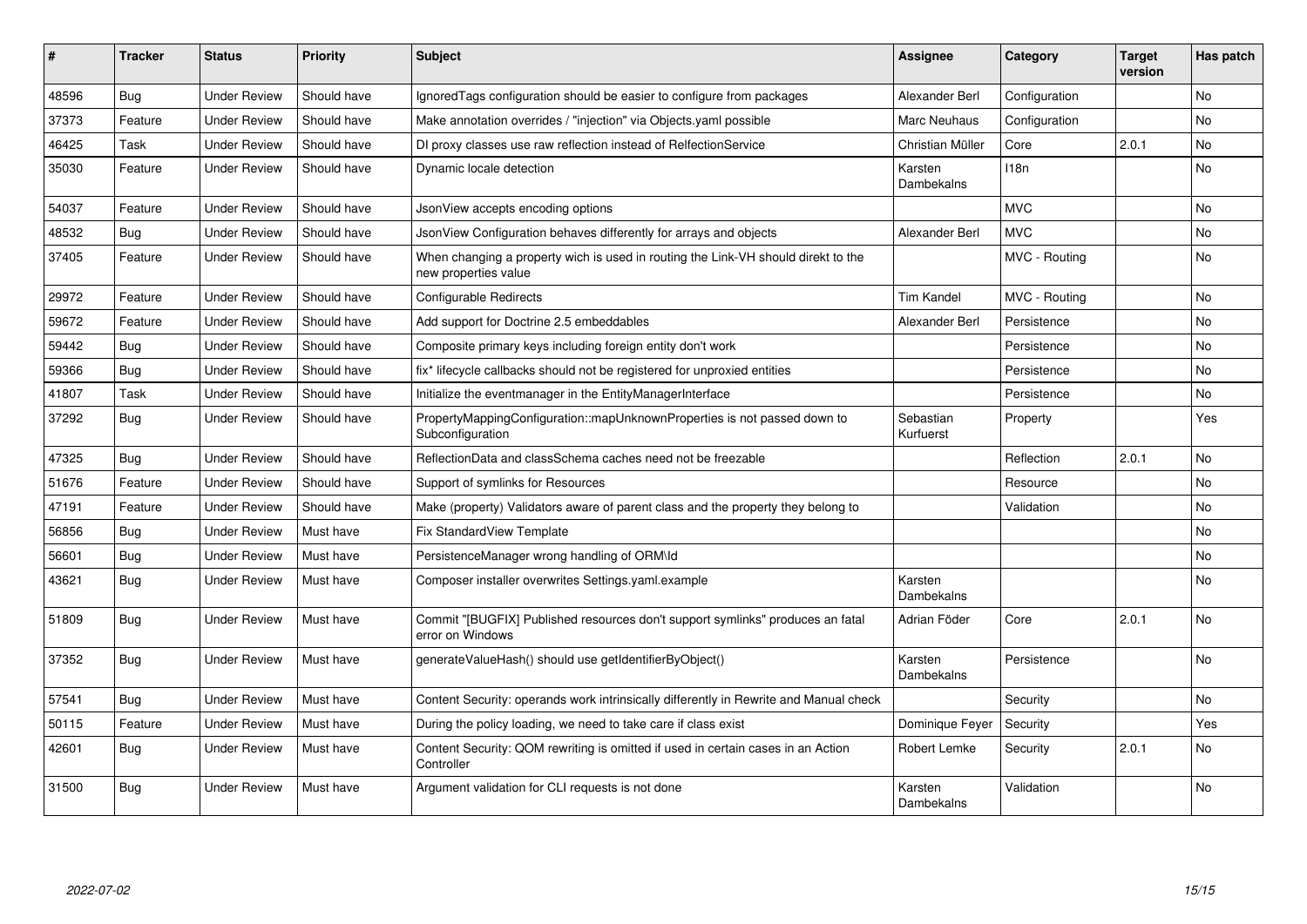| # | Tracker | Status | Priority | Subject | Assignee | Category | Target version | Has patch |
|---|---|---|---|---|---|---|---|---|
| 48596 | Bug | Under Review | Should have | IgnoredTags configuration should be easier to configure from packages | Alexander Berl | Configuration | | No |
| 37373 | Feature | Under Review | Should have | Make annotation overrides / "injection" via Objects.yaml possible | Marc Neuhaus | Configuration | | No |
| 46425 | Task | Under Review | Should have | DI proxy classes use raw reflection instead of RelfectionService | Christian Müller | Core | 2.0.1 | No |
| 35030 | Feature | Under Review | Should have | Dynamic locale detection | Karsten Dambekalns | I18n | | No |
| 54037 | Feature | Under Review | Should have | JsonView accepts encoding options | | MVC | | No |
| 48532 | Bug | Under Review | Should have | JsonView Configuration behaves differently for arrays and objects | Alexander Berl | MVC | | No |
| 37405 | Feature | Under Review | Should have | When changing a property wich is used in routing the Link-VH should direkt to the new properties value | | MVC - Routing | | No |
| 29972 | Feature | Under Review | Should have | Configurable Redirects | Tim Kandel | MVC - Routing | | No |
| 59672 | Feature | Under Review | Should have | Add support for Doctrine 2.5 embeddables | Alexander Berl | Persistence | | No |
| 59442 | Bug | Under Review | Should have | Composite primary keys including foreign entity don't work | | Persistence | | No |
| 59366 | Bug | Under Review | Should have | fix* lifecycle callbacks should not be registered for unproxied entities | | Persistence | | No |
| 41807 | Task | Under Review | Should have | Initialize the eventmanager in the EntityManagerInterface | | Persistence | | No |
| 37292 | Bug | Under Review | Should have | PropertyMappingConfiguration::mapUnknownProperties is not passed down to Subconfiguration | Sebastian Kurfuerst | Property | | Yes |
| 47325 | Bug | Under Review | Should have | ReflectionData and classSchema caches need not be freezable | | Reflection | 2.0.1 | No |
| 51676 | Feature | Under Review | Should have | Support of symlinks for Resources | | Resource | | No |
| 47191 | Feature | Under Review | Should have | Make (property) Validators aware of parent class and the property they belong to | | Validation | | No |
| 56856 | Bug | Under Review | Must have | Fix StandardView Template | | | | No |
| 56601 | Bug | Under Review | Must have | PersistenceManager wrong handling of ORM\Id | | | | No |
| 43621 | Bug | Under Review | Must have | Composer installer overwrites Settings.yaml.example | Karsten Dambekalns | | | No |
| 51809 | Bug | Under Review | Must have | Commit "[BUGFIX] Published resources don't support symlinks" produces an fatal error on Windows | Adrian Föder | Core | 2.0.1 | No |
| 37352 | Bug | Under Review | Must have | generateValueHash() should use getIdentifierByObject() | Karsten Dambekalns | Persistence | | No |
| 57541 | Bug | Under Review | Must have | Content Security: operands work intrinsically differently in Rewrite and Manual check | | Security | | No |
| 50115 | Feature | Under Review | Must have | During the policy loading, we need to take care if class exist | Dominique Feyer | Security | | Yes |
| 42601 | Bug | Under Review | Must have | Content Security: QOM rewriting is omitted if used in certain cases in an Action Controller | Robert Lemke | Security | 2.0.1 | No |
| 31500 | Bug | Under Review | Must have | Argument validation for CLI requests is not done | Karsten Dambekalns | Validation | | No |